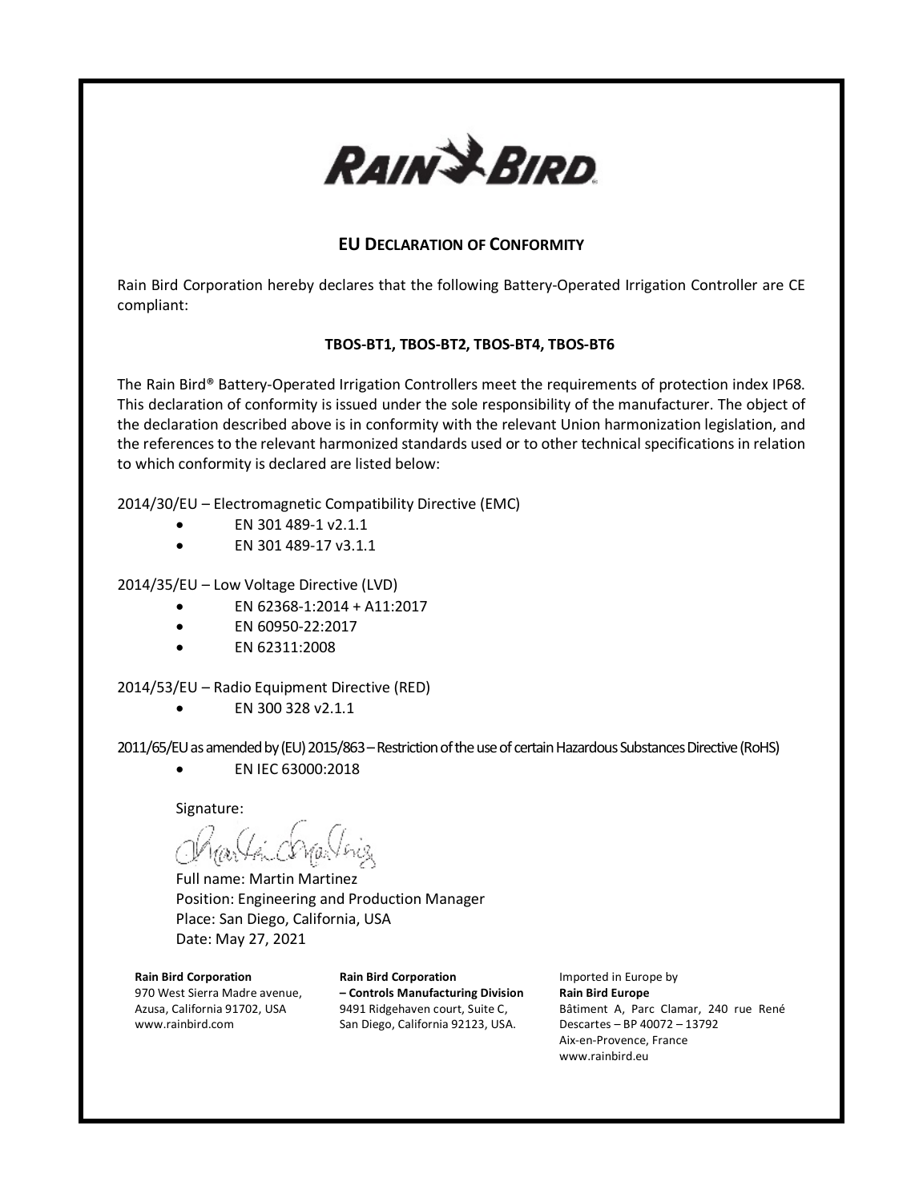RAIN BIRD

## EU DECLARATION OF CONFORMITY

Rain Bird Corporation hereby declares that the following Battery-Operated Irrigation Controller are CE compliant:

**TBOS-BT1, TBOS-BT2, TBOS-BT4, TBOS-BT6**

The Rain Bird® Battery-Operated Irrigation Controllers meet the requirements of protection index IP68. This declaration of conformity is issued under the sole responsibility of the manufacturer. The object of the declaration described above is in conformity with the relevant Union harmonization legislation, and the references to the relevant harmonized standards used or to other technical specifications in relation to which conformity is declared are listed below:

2014/30/EU – Electromagnetic Compatibility Directive (EMC)

- EN 301 489-1 v2.1.1
- EN 301 489-17 v3.1.1

2014/35/EU – Low Voltage Directive (LVD)

- EN 62368-1:2014 + A11:2017
- EN 60950-22:2017
- EN 62311:2008

2014/53/EU – Radio Equipment Directive (RED)

- EN 300 328 v2.1.1

2011/65/EU as amended by (EU) 2015/863 – Restriction of the use of certain Hazardous Substances Directive (RoHS)

- EN IEC 63000:2018

Signature:

Full name: Martin Martinez
Position: Engineering and Production Manager
Place: San Diego, California, USA
Date: May 27, 2021

**Rain Bird Corporation**
970 West Sierra Madre avenue,
Azusa, California 91702, USA
www.rainbird.com

**Rain Bird Corporation – Controls Manufacturing Division**
9491 Ridgehaven court, Suite C,
San Diego, California 92123, USA.

Imported in Europe by
**Rain Bird Europe**
Bâtiment A, Parc Clamar, 240 rue René Descartes – BP 40072 – 13792
Aix-en-Provence, France
www.rainbird.eu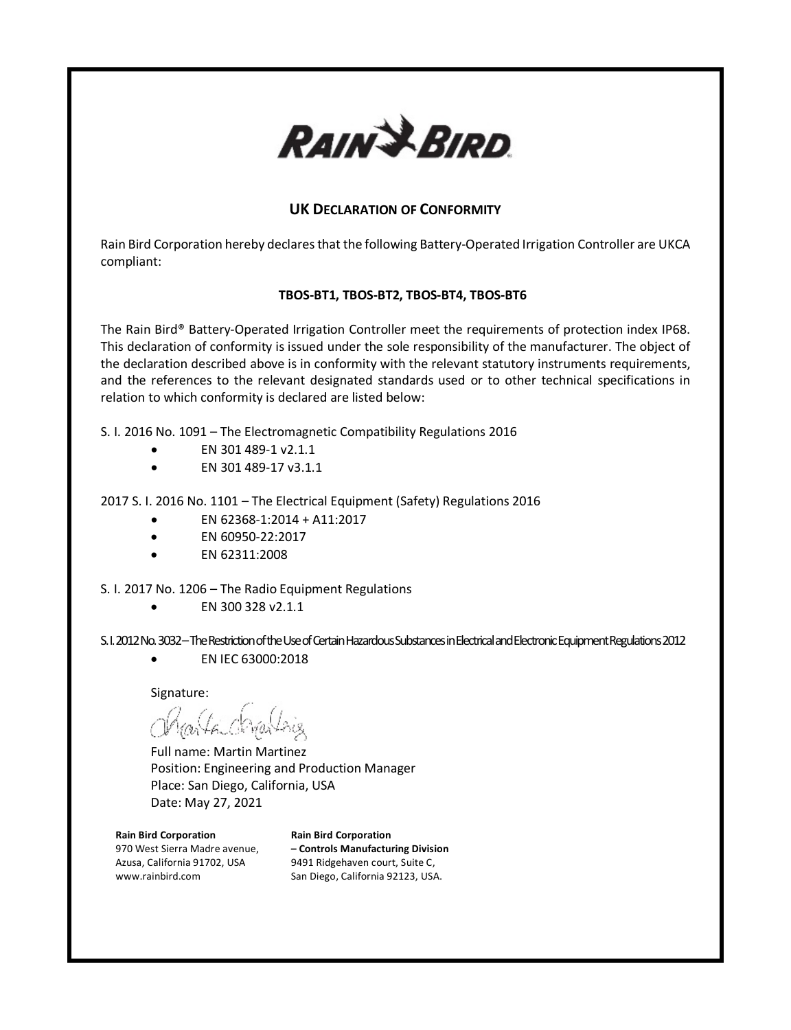RAIN BIRD

## UK DECLARATION OF CONFORMITY

Rain Bird Corporation hereby declares that the following Battery-Operated Irrigation Controller are UKCA compliant:

**TBOS-BT1, TBOS-BT2, TBOS-BT4, TBOS-BT6**

The Rain Bird® Battery-Operated Irrigation Controller meet the requirements of protection index IP68. This declaration of conformity is issued under the sole responsibility of the manufacturer. The object of the declaration described above is in conformity with the relevant statutory instruments requirements, and the references to the relevant designated standards used or to other technical specifications in relation to which conformity is declared are listed below:

S. I. 2016 No. 1091 – The Electromagnetic Compatibility Regulations 2016

- EN 301 489-1 v2.1.1
- EN 301 489-17 v3.1.1

2017 S. I. 2016 No. 1101 – The Electrical Equipment (Safety) Regulations 2016

- EN 62368-1:2014 + A11:2017
- EN 60950-22:2017
- EN 62311:2008

S. I. 2017 No. 1206 – The Radio Equipment Regulations

- EN 300 328 v2.1.1

S.I. 2012 No. 3032 – The Restriction of the Use of Certain Hazardous Substances in Electrical and Electronic Equipment Regulations 2012

- EN IEC 63000:2018

Signature:

Full name: Martin Martinez
Position: Engineering and Production Manager
Place: San Diego, California, USA
Date: May 27, 2021

**Rain Bird Corporation**
970 West Sierra Madre avenue,
Azusa, California 91702, USA
www.rainbird.com

**Rain Bird Corporation**
**– Controls Manufacturing Division**
9491 Ridgehaven court, Suite C,
San Diego, California 92123, USA.